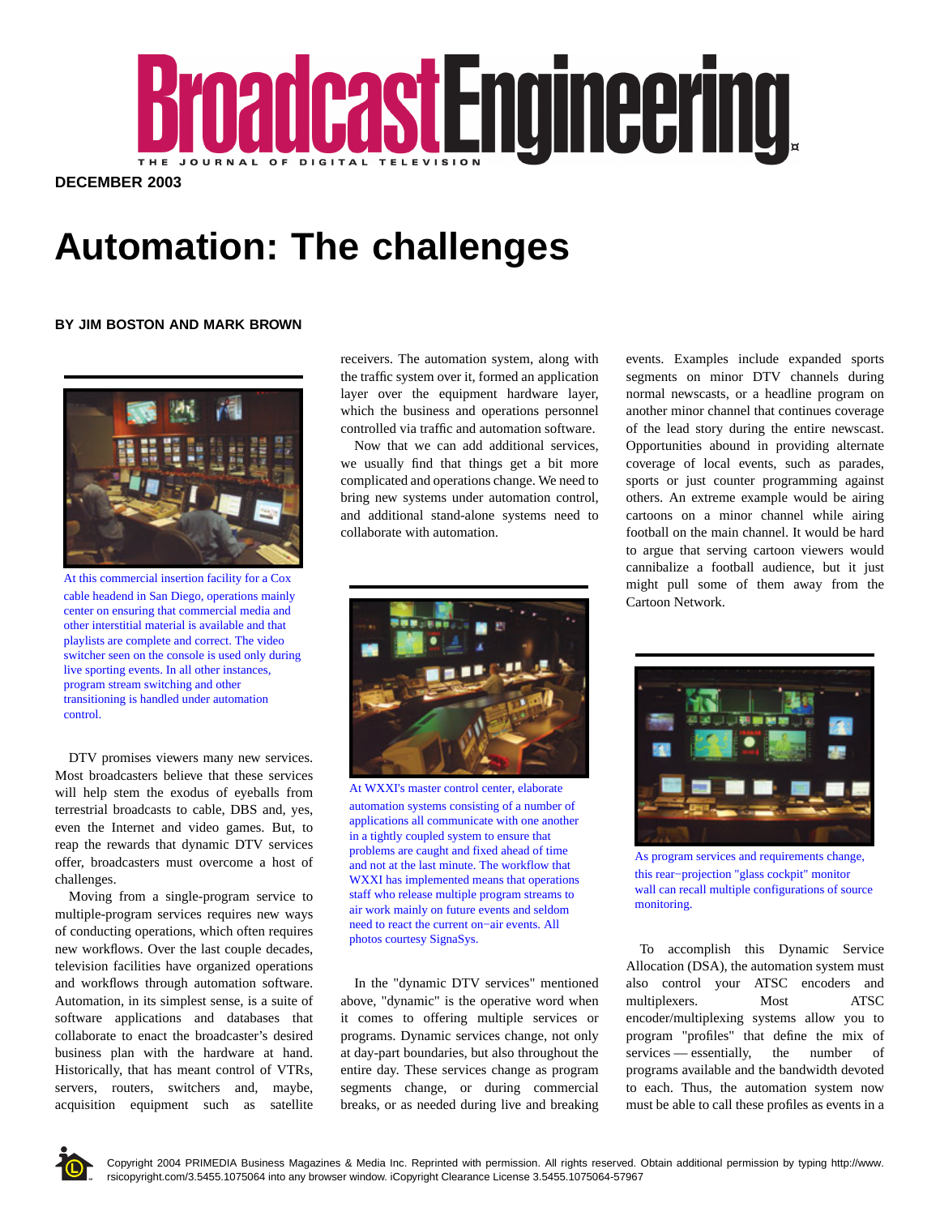# Broadcast Engineering

THE JOURNAL OF DIGITAL TELEVISION

**DECEMBER 2003**

# Automation: The challenges

**BY JIM BOSTON AND MARK BROWN**

At this commercial insertion facility for a Cox cable headend in San Diego, operations mainly center on ensuring that commercial media and other interstitial material is available and that playlists are complete and correct. The video switcher seen on the console is used only during live sporting events. In all other instances, program stream switching and other transitioning is handled under automation control.

DTV promises viewers many new services. Most broadcasters believe that these services will help stem the exodus of eyeballs from terrestrial broadcasts to cable, DBS and, yes, even the Internet and video games. But, to reap the rewards that dynamic DTV services offer, broadcasters must overcome a host of challenges.

Moving from a single-program service to multiple-program services requires new ways of conducting operations, which often requires new workflows. Over the last couple decades, television facilities have organized operations and workflows through automation software. Automation, in its simplest sense, is a suite of software applications and databases that collaborate to enact the broadcaster's desired business plan with the hardware at hand. Historically, that has meant control of VTRs, servers, routers, switchers and, maybe, acquisition equipment such as satellite receivers. The automation system, along with the traffic system over it, formed an application layer over the equipment hardware layer, which the business and operations personnel controlled via traffic and automation software.

Now that we can add additional services, we usually find that things get a bit more complicated and operations change. We need to bring new systems under automation control, and additional stand-alone systems need to collaborate with automation.

At WXXI's master control center, elaborate automation systems consisting of a number of applications all communicate with one another in a tightly coupled system to ensure that problems are caught and fixed ahead of time and not at the last minute. The workflow that WXXI has implemented means that operations staff who release multiple program streams to air work mainly on future events and seldom need to react the current on-air events. All photos courtesy SignaSys.

In the "dynamic DTV services" mentioned above, "dynamic" is the operative word when it comes to offering multiple services or programs. Dynamic services change, not only at day-part boundaries, but also throughout the entire day. These services change as program segments change, or during commercial breaks, or as needed during live and breaking events. Examples include expanded sports segments on minor DTV channels during normal newscasts, or a headline program on another minor channel that continues coverage of the lead story during the entire newscast. Opportunities abound in providing alternate coverage of local events, such as parades, sports or just counter programming against others. An extreme example would be airing cartoons on a minor channel while airing football on the main channel. It would be hard to argue that serving cartoon viewers would cannibalize a football audience, but it just might pull some of them away from the Cartoon Network.

As program services and requirements change, this rear-projection "glass cockpit" monitor wall can recall multiple configurations of source monitoring.

To accomplish this Dynamic Service Allocation (DSA), the automation system must also control your ATSC encoders and multiplexers. Most ATSC encoder/multiplexing systems allow you to program "profiles" that define the mix of services — essentially, the number of programs available and the bandwidth devoted to each. Thus, the automation system now must be able to call these profiles as events in a

Copyright 2004 PRIMEDIA Business Magazines & Media Inc. Reprinted with permission. All rights reserved. Obtain additional permission by typing http://www.rsicopyright.com/3.5455.1075064 into any browser window. iCopyright Clearance License 3.5455.1075064-57967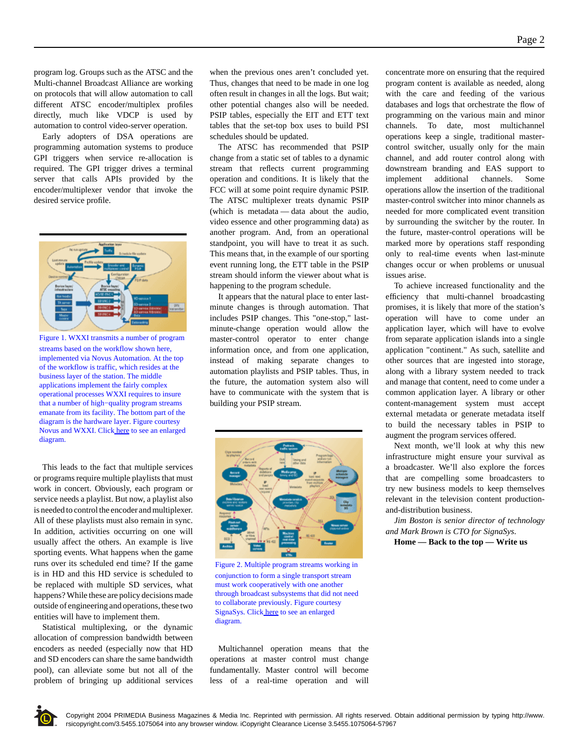program log. Groups such as the ATSC and the Multi-channel Broadcast Alliance are working on protocols that will allow automation to call different ATSC encoder/multiplex profiles directly, much like VDCP is used by automation to control video-server operation.

Early adopters of DSA operations are programming automation systems to produce GPI triggers when service re-allocation is required. The GPI trigger drives a terminal server that calls APIs provided by the encoder/multiplexer vendor that invoke the desired service profile.

Figure 1. WXXI transmits a number of program streams based on the workflow shown here, implemented via Novus Automation. At the top of the workflow is traffic, which resides at the business layer of the station. The middle applications implement the fairly complex operational processes WXXI requires to insure that a number of high-quality program streams emanate from its facility. The bottom part of the diagram is the hardware layer. Figure courtesy Novus and WXXI. Click here to see an enlarged diagram.

This leads to the fact that multiple services or programs require multiple playlists that must work in concert. Obviously, each program or service needs a playlist. But now, a playlist also is needed to control the encoder and multiplexer. All of these playlists must also remain in sync. In addition, activities occurring on one will usually affect the others. An example is live sporting events. What happens when the game runs over its scheduled end time? If the game is in HD and this HD service is scheduled to be replaced with multiple SD services, what happens? While these are policy decisions made outside of engineering and operations, these two entities will have to implement them.

Statistical multiplexing, or the dynamic allocation of compression bandwidth between encoders as needed (especially now that HD and SD encoders can share the same bandwidth pool), can alleviate some but not all of the problem of bringing up additional services when the previous ones aren't concluded yet. Thus, changes that need to be made in one log often result in changes in all the logs. But wait; other potential changes also will be needed. PSIP tables, especially the EIT and ETT text tables that the set-top box uses to build PSI schedules should be updated.

The ATSC has recommended that PSIP change from a static set of tables to a dynamic stream that reflects current programming operation and conditions. It is likely that the FCC will at some point require dynamic PSIP. The ATSC multiplexer treats dynamic PSIP (which is metadata — data about the audio, video essence and other programming data) as another program. And, from an operational standpoint, you will have to treat it as such. This means that, in the example of our sporting event running long, the ETT table in the PSIP stream should inform the viewer about what is happening to the program schedule.

It appears that the natural place to enter last-minute changes is through automation. That includes PSIP changes. This "one-stop," last-minute-change operation would allow the master-control operator to enter change information once, and from one application, instead of making separate changes to automation playlists and PSIP tables. Thus, in the future, the automation system also will have to communicate with the system that is building your PSIP stream.

Figure 2. Multiple program streams working in conjunction to form a single transport stream must work cooperatively with one another through broadcast subsystems that did not need to collaborate previously. Figure courtesy SignaSys. Click here to see an enlarged diagram.

Multichannel operation means that the operations at master control must change fundamentally. Master control will become less of a real-time operation and will concentrate more on ensuring that the required program content is available as needed, along with the care and feeding of the various databases and logs that orchestrate the flow of programming on the various main and minor channels. To date, most multichannel operations keep a single, traditional master-control switcher, usually only for the main channel, and add router control along with downstream branding and EAS support to implement additional channels. Some operations allow the insertion of the traditional master-control switcher into minor channels as needed for more complicated event transition by surrounding the switcher by the router. In the future, master-control operations will be marked more by operations staff responding only to real-time events when last-minute changes occur or when problems or unusual issues arise.

To achieve increased functionality and the efficiency that multi-channel broadcasting promises, it is likely that more of the station's operation will have to come under an application layer, which will have to evolve from separate application islands into a single application "continent." As such, satellite and other sources that are ingested into storage, along with a library system needed to track and manage that content, need to come under a common application layer. A library or other content-management system must accept external metadata or generate metadata itself to build the necessary tables in PSIP to augment the program services offered.

Next month, we'll look at why this new infrastructure might ensure your survival as a broadcaster. We'll also explore the forces that are compelling some broadcasters to try new business models to keep themselves relevant in the television content production-and-distribution business.

*Jim Boston is senior director of technology and Mark Brown is CTO for SignaSys.*

**Home — Back to the top — Write us**

Copyright 2004 PRIMEDIA Business Magazines & Media Inc. Reprinted with permission. All rights reserved. Obtain additional permission by typing http://www.rsicopyright.com/3.5455.1075064 into any browser window. iCopyright Clearance License 3.5455.1075064-57967